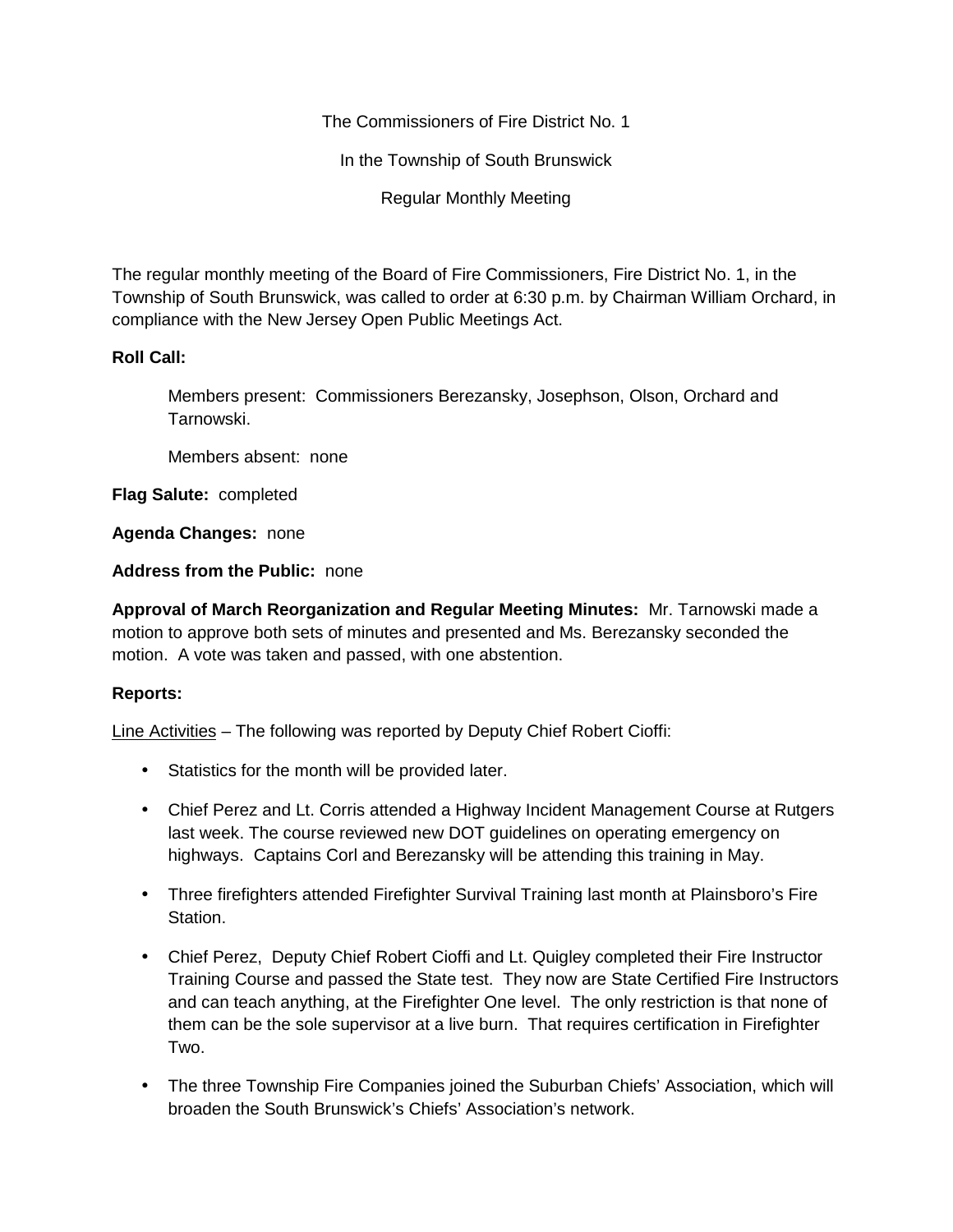The Commissioners of Fire District No. 1

In the Township of South Brunswick

Regular Monthly Meeting

The regular monthly meeting of the Board of Fire Commissioners, Fire District No. 1, in the Township of South Brunswick, was called to order at 6:30 p.m. by Chairman William Orchard, in compliance with the New Jersey Open Public Meetings Act.

**Roll Call:**

Members present: Commissioners Berezansky, Josephson, Olson, Orchard and Tarnowski.

Members absent: none

**Flag Salute:** completed

**Agenda Changes:** none

**Address from the Public:** none

**Approval of March Reorganization and Regular Meeting Minutes:** Mr. Tarnowski made a motion to approve both sets of minutes and presented and Ms. Berezansky seconded the motion. A vote was taken and passed, with one abstention.

**Reports:**

Line Activities – The following was reported by Deputy Chief Robert Cioffi:

- Statistics for the month will be provided later.
- Chief Perez and Lt. Corris attended a Highway Incident Management Course at Rutgers last week. The course reviewed new DOT guidelines on operating emergency on highways. Captains Corl and Berezansky will be attending this training in May.
- Three firefighters attended Firefighter Survival Training last month at Plainsboro's Fire Station.
- Chief Perez, Deputy Chief Robert Cioffi and Lt. Quigley completed their Fire Instructor Training Course and passed the State test. They now are State Certified Fire Instructors and can teach anything, at the Firefighter One level. The only restriction is that none of them can be the sole supervisor at a live burn. That requires certification in Firefighter Two.
- The three Township Fire Companies joined the Suburban Chiefs' Association, which will broaden the South Brunswick's Chiefs' Association's network.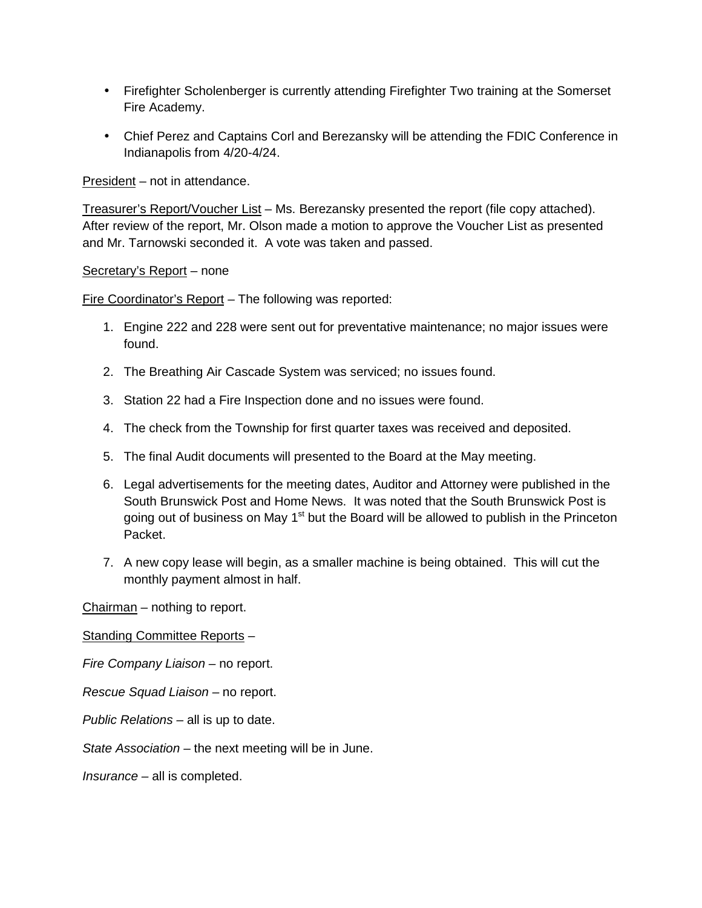- Firefighter Scholenberger is currently attending Firefighter Two training at the Somerset Fire Academy.
- Chief Perez and Captains Corl and Berezansky will be attending the FDIC Conference in Indianapolis from 4/20-4/24.

President – not in attendance.

Treasurer's Report/Voucher List – Ms. Berezansky presented the report (file copy attached). After review of the report, Mr. Olson made a motion to approve the Voucher List as presented and Mr. Tarnowski seconded it. A vote was taken and passed.

Secretary's Report – none

Fire Coordinator's Report – The following was reported:

1. Engine 222 and 228 were sent out for preventative maintenance; no major issues were found.
2. The Breathing Air Cascade System was serviced; no issues found.
3. Station 22 had a Fire Inspection done and no issues were found.
4. The check from the Township for first quarter taxes was received and deposited.
5. The final Audit documents will presented to the Board at the May meeting.
6. Legal advertisements for the meeting dates, Auditor and Attorney were published in the South Brunswick Post and Home News. It was noted that the South Brunswick Post is going out of business on May 1st but the Board will be allowed to publish in the Princeton Packet.
7. A new copy lease will begin, as a smaller machine is being obtained. This will cut the monthly payment almost in half.

Chairman – nothing to report.

Standing Committee Reports –

*Fire Company Liaison* – no report.

*Rescue Squad Liaison* – no report.

*Public Relations* – all is up to date.

*State Association* – the next meeting will be in June.

*Insurance* – all is completed.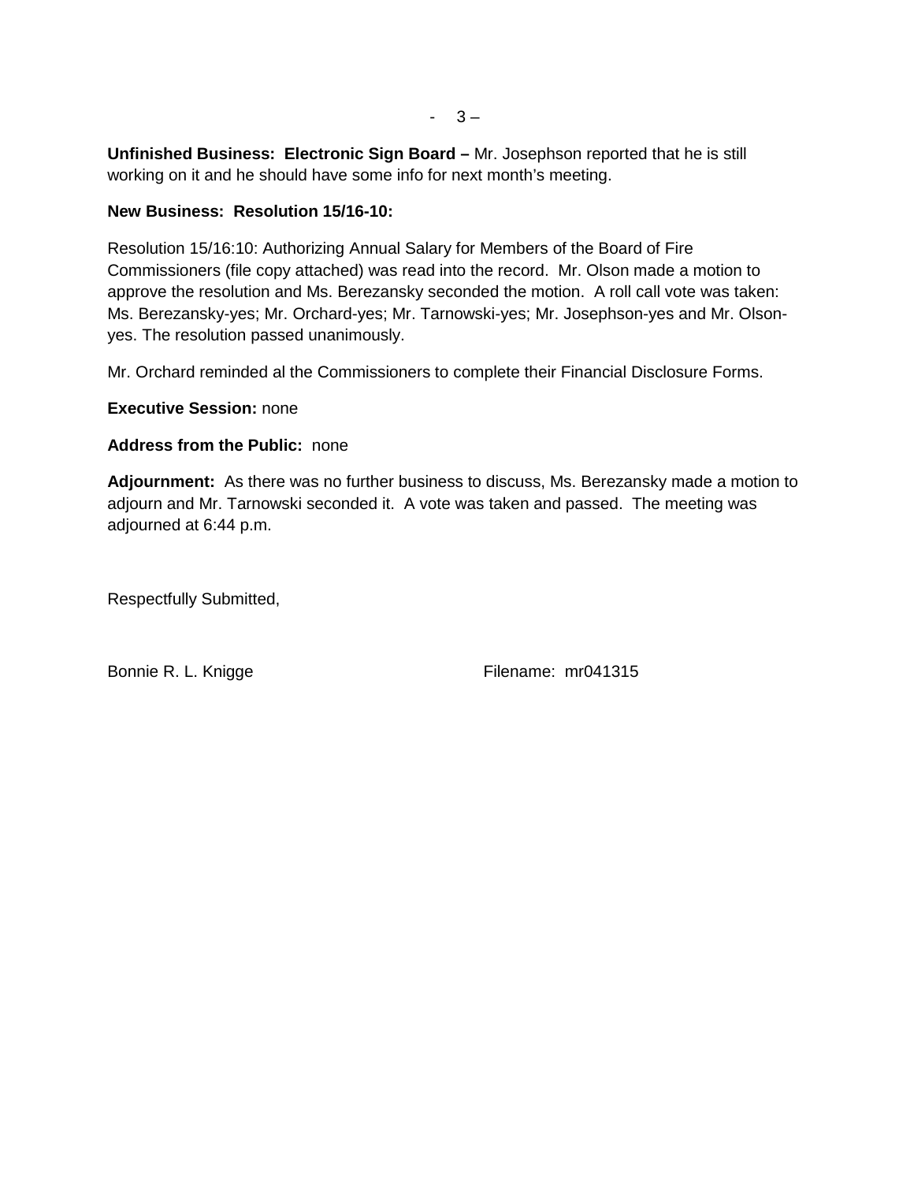**Unfinished Business: Electronic Sign Board –** Mr. Josephson reported that he is still working on it and he should have some info for next month's meeting.

**New Business: Resolution 15/16-10:**

Resolution 15/16:10: Authorizing Annual Salary for Members of the Board of Fire Commissioners (file copy attached) was read into the record. Mr. Olson made a motion to approve the resolution and Ms. Berezansky seconded the motion. A roll call vote was taken: Ms. Berezansky-yes; Mr. Orchard-yes; Mr. Tarnowski-yes; Mr. Josephson-yes and Mr. Olson-yes. The resolution passed unanimously.

Mr. Orchard reminded al the Commissioners to complete their Financial Disclosure Forms.

**Executive Session:** none

**Address from the Public:** none

**Adjournment:** As there was no further business to discuss, Ms. Berezansky made a motion to adjourn and Mr. Tarnowski seconded it. A vote was taken and passed. The meeting was adjourned at 6:44 p.m.

Respectfully Submitted,

Bonnie R. L. Knigge Filename: mr041315